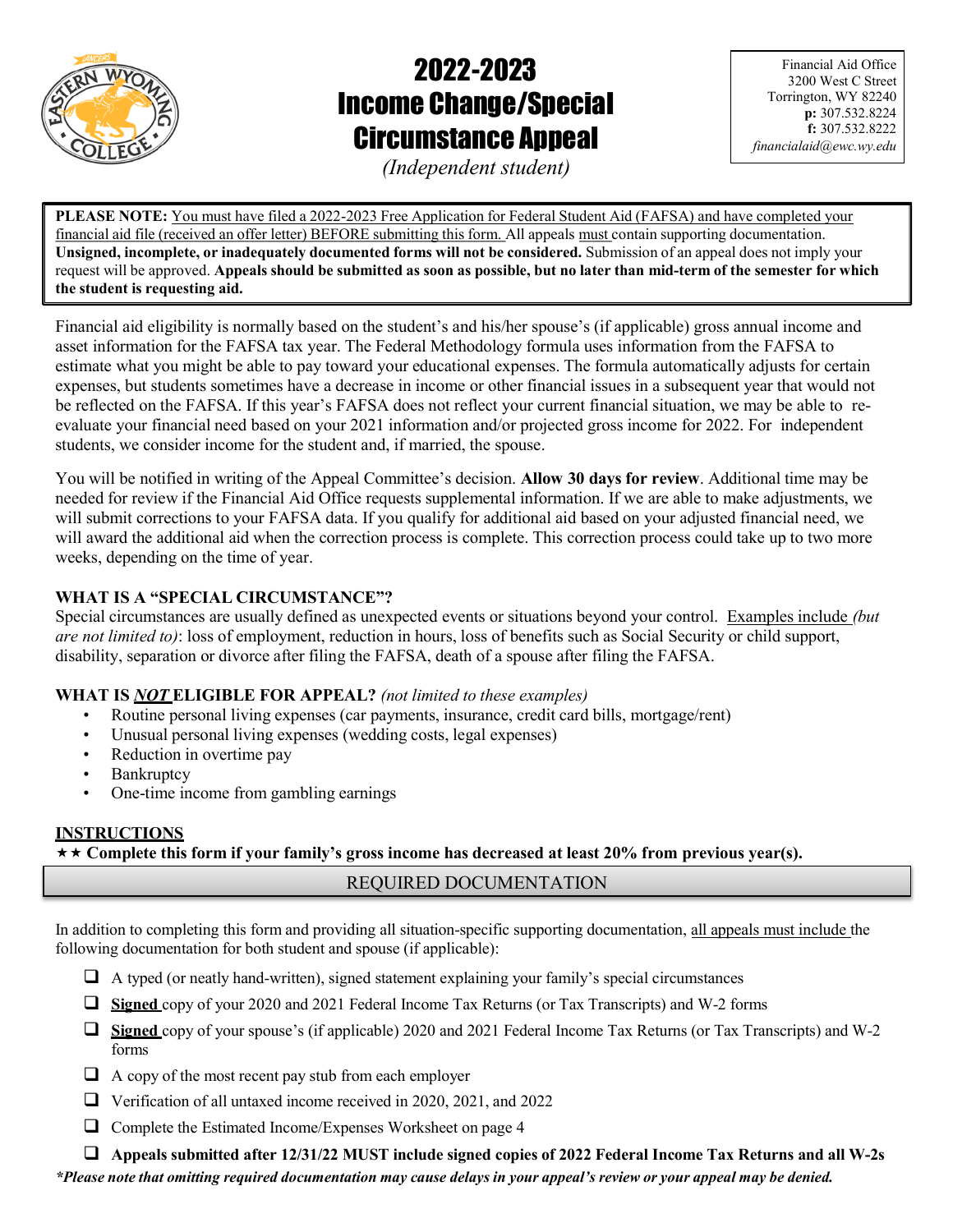# 2022-2023 Income Change/Special Circumstance Appeal

*(Independent student)*

Financial Aid Office
3200 West C Street
Torrington, WY 82240
**p:** 307.532.8224
**f:** 307.532.8222
*financialaid@ewc.wy.edu*

**PLEASE NOTE:** You must have filed a 2022-2023 Free Application for Federal Student Aid (FAFSA) and have completed your financial aid file (received an offer letter) BEFORE submitting this form. All appeals must contain supporting documentation. **Unsigned, incomplete, or inadequately documented forms will not be considered.** Submission of an appeal does not imply your request will be approved. **Appeals should be submitted as soon as possible, but no later than mid-term of the semester for which the student is requesting aid.**

Financial aid eligibility is normally based on the student's and his/her spouse's (if applicable) gross annual income and asset information for the FAFSA tax year. The Federal Methodology formula uses information from the FAFSA to estimate what you might be able to pay toward your educational expenses. The formula automatically adjusts for certain expenses, but students sometimes have a decrease in income or other financial issues in a subsequent year that would not be reflected on the FAFSA. If this year's FAFSA does not reflect your current financial situation, we may be able to re-evaluate your financial need based on your 2021 information and/or projected gross income for 2022. For independent students, we consider income for the student and, if married, the spouse.

You will be notified in writing of the Appeal Committee's decision. **Allow 30 days for review**. Additional time may be needed for review if the Financial Aid Office requests supplemental information. If we are able to make adjustments, we will submit corrections to your FAFSA data. If you qualify for additional aid based on your adjusted financial need, we will award the additional aid when the correction process is complete. This correction process could take up to two more weeks, depending on the time of year.

### WHAT IS A "SPECIAL CIRCUMSTANCE"?

Special circumstances are usually defined as unexpected events or situations beyond your control. Examples include *(but are not limited to)*: loss of employment, reduction in hours, loss of benefits such as Social Security or child support, disability, separation or divorce after filing the FAFSA, death of a spouse after filing the FAFSA.

### WHAT IS ***NOT*** ELIGIBLE FOR APPEAL? *(not limited to these examples)*

- Routine personal living expenses (car payments, insurance, credit card bills, mortgage/rent)
- Unusual personal living expenses (wedding costs, legal expenses)
- Reduction in overtime pay
- Bankruptcy
- One-time income from gambling earnings

### INSTRUCTIONS

★★ **Complete this form if your family's gross income has decreased at least 20% from previous year(s).**

## REQUIRED DOCUMENTATION

In addition to completing this form and providing all situation-specific supporting documentation, all appeals must include the following documentation for both student and spouse (if applicable):

- ❑ A typed (or neatly hand-written), signed statement explaining your family's special circumstances
- ❑ **Signed** copy of your 2020 and 2021 Federal Income Tax Returns (or Tax Transcripts) and W-2 forms
- ❑ **Signed** copy of your spouse's (if applicable) 2020 and 2021 Federal Income Tax Returns (or Tax Transcripts) and W-2 forms
- ❑ A copy of the most recent pay stub from each employer
- ❑ Verification of all untaxed income received in 2020, 2021, and 2022
- ❑ Complete the Estimated Income/Expenses Worksheet on page 4
- ❑ **Appeals submitted after 12/31/22 MUST include signed copies of 2022 Federal Income Tax Returns and all W-2s**

***Please note that omitting required documentation may cause delays in your appeal's review or your appeal may be denied.***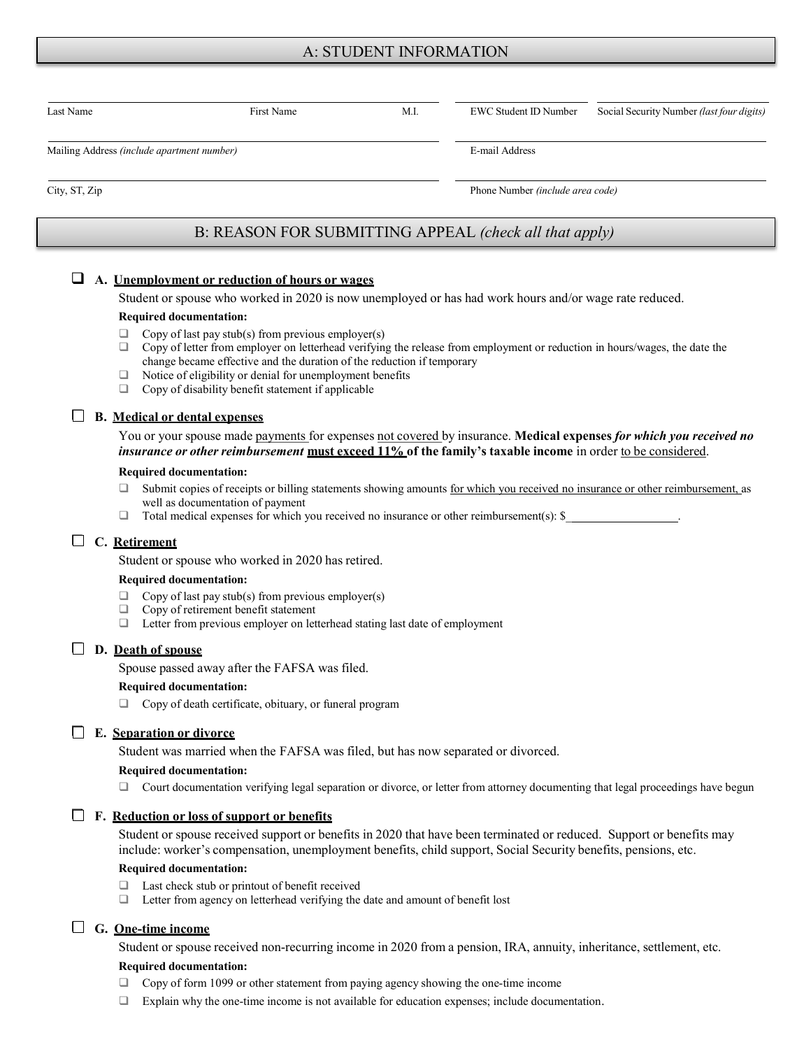## A: STUDENT INFORMATION

| Last Name | First Name | M.I. | EWC Student ID Number | Social Security Number *(last four digits)* |
|---|---|---|---|---|
| Mailing Address *(include apartment number)* | | | E-mail Address | |
| City, ST, Zip | | | Phone Number *(include area code)* | |

## B: REASON FOR SUBMITTING APPEAL *(check all that apply)*

☐ **A. Unemployment or reduction of hours or wages**

Student or spouse who worked in 2020 is now unemployed or has had work hours and/or wage rate reduced.

**Required documentation:**

- ☐ Copy of last pay stub(s) from previous employer(s)
- ☐ Copy of letter from employer on letterhead verifying the release from employment or reduction in hours/wages, the date the change became effective and the duration of the reduction if temporary
- ☐ Notice of eligibility or denial for unemployment benefits
- ☐ Copy of disability benefit statement if applicable

☐ **B. Medical or dental expenses**

You or your spouse made payments for expenses not covered by insurance. **Medical expenses *for which you received no insurance or other reimbursement* must exceed 11% of the family's taxable income** in order to be considered.

**Required documentation:**

- ☐ Submit copies of receipts or billing statements showing amounts for which you received no insurance or other reimbursement, as well as documentation of payment
- ☐ Total medical expenses for which you received no insurance or other reimbursement(s): $__________________.

☐ **C. Retirement**

Student or spouse who worked in 2020 has retired.

**Required documentation:**

- ☐ Copy of last pay stub(s) from previous employer(s)
- ☐ Copy of retirement benefit statement
- ☐ Letter from previous employer on letterhead stating last date of employment

☐ **D. Death of spouse**

Spouse passed away after the FAFSA was filed.

**Required documentation:**

- ☐ Copy of death certificate, obituary, or funeral program

☐ **E. Separation or divorce**

Student was married when the FAFSA was filed, but has now separated or divorced.

**Required documentation:**

- ☐ Court documentation verifying legal separation or divorce, or letter from attorney documenting that legal proceedings have begun

☐ **F. Reduction or loss of support or benefits**

Student or spouse received support or benefits in 2020 that have been terminated or reduced. Support or benefits may include: worker's compensation, unemployment benefits, child support, Social Security benefits, pensions, etc.

**Required documentation:**

- ☐ Last check stub or printout of benefit received
- ☐ Letter from agency on letterhead verifying the date and amount of benefit lost

☐ **G. One-time income**

Student or spouse received non-recurring income in 2020 from a pension, IRA, annuity, inheritance, settlement, etc.

**Required documentation:**

- ☐ Copy of form 1099 or other statement from paying agency showing the one-time income
- ☐ Explain why the one-time income is not available for education expenses; include documentation.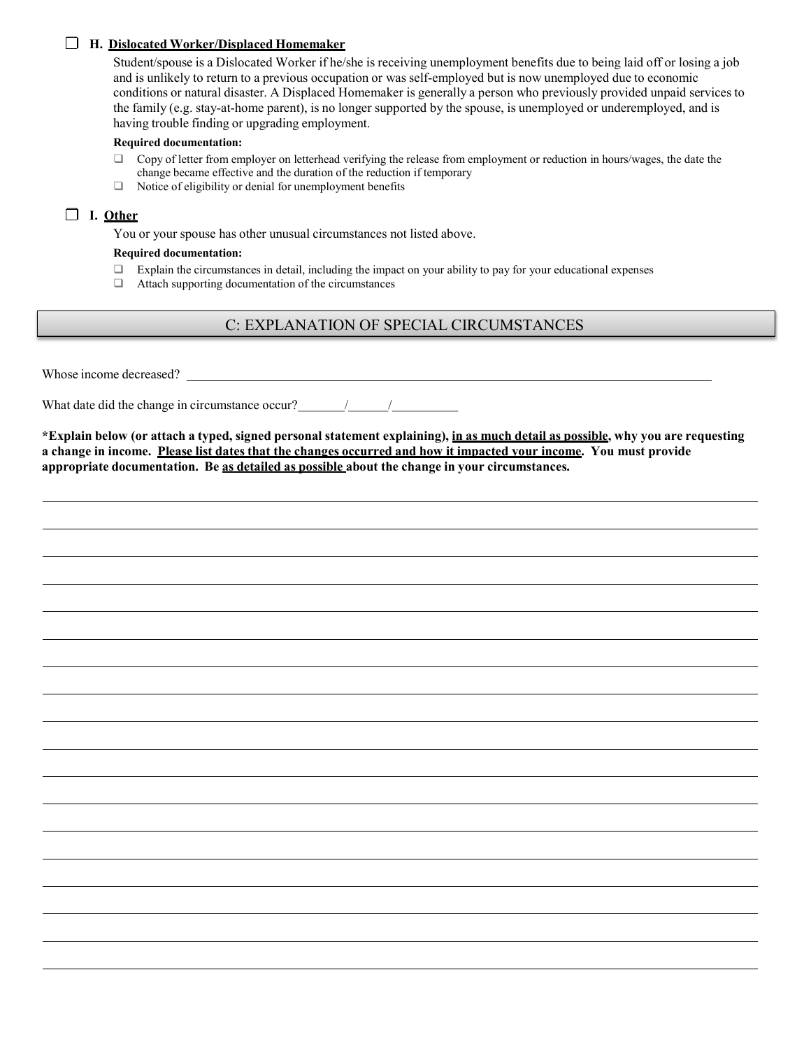☐ **H. <u>Dislocated Worker/Displaced Homemaker</u>**

Student/spouse is a Dislocated Worker if he/she is receiving unemployment benefits due to being laid off or losing a job and is unlikely to return to a previous occupation or was self-employed but is now unemployed due to economic conditions or natural disaster. A Displaced Homemaker is generally a person who previously provided unpaid services to the family (e.g. stay-at-home parent), is no longer supported by the spouse, is unemployed or underemployed, and is having trouble finding or upgrading employment.

**Required documentation:**

- ☐ Copy of letter from employer on letterhead verifying the release from employment or reduction in hours/wages, the date the change became effective and the duration of the reduction if temporary
- ☐ Notice of eligibility or denial for unemployment benefits

☐ **I. <u>Other</u>**

You or your spouse has other unusual circumstances not listed above.

**Required documentation:**

- ☐ Explain the circumstances in detail, including the impact on your ability to pay for your educational expenses
- ☐ Attach supporting documentation of the circumstances

## C: EXPLANATION OF SPECIAL CIRCUMSTANCES

Whose income decreased? ______________________________________________

What date did the change in circumstance occur?_______/______/__________

**\*Explain below (or attach a typed, signed personal statement explaining), <u>in as much detail as possible</u>, why you are requesting a change in income. <u>Please list dates that the changes occurred and how it impacted your income</u>. You must provide appropriate documentation. Be <u>as detailed as possible</u> about the change in your circumstances.**

______________________________________________________________________

______________________________________________________________________

______________________________________________________________________

______________________________________________________________________

______________________________________________________________________

______________________________________________________________________

______________________________________________________________________

______________________________________________________________________

______________________________________________________________________

______________________________________________________________________

______________________________________________________________________

______________________________________________________________________

______________________________________________________________________

______________________________________________________________________

______________________________________________________________________

______________________________________________________________________

______________________________________________________________________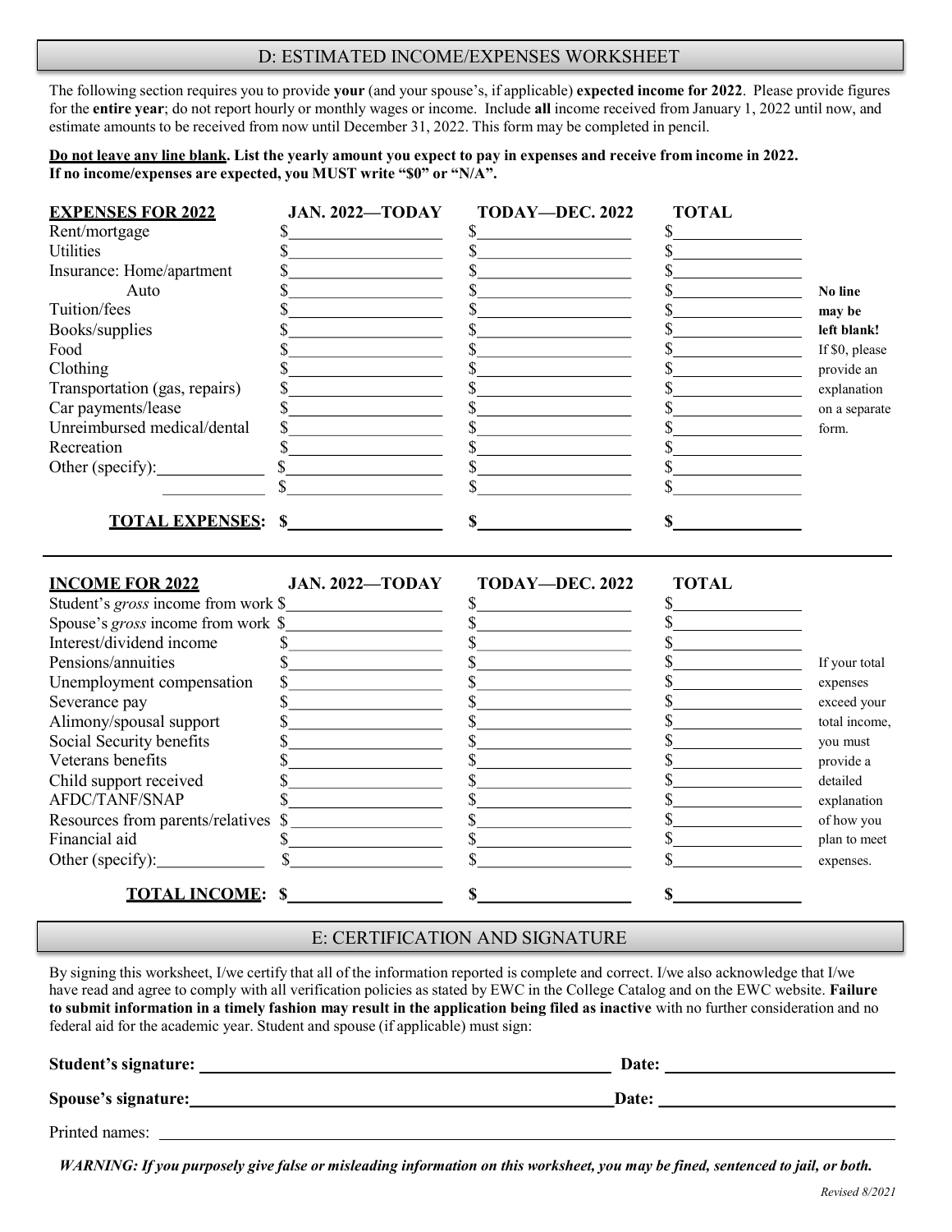## D: ESTIMATED INCOME/EXPENSES WORKSHEET

The following section requires you to provide **your** (and your spouse's, if applicable) **expected income for 2022**. Please provide figures for the **entire year**; do not report hourly or monthly wages or income. Include **all** income received from January 1, 2022 until now, and estimate amounts to be received from now until December 31, 2022. This form may be completed in pencil.

**Do not leave any line blank. List the yearly amount you expect to pay in expenses and receive from income in 2022. If no income/expenses are expected, you MUST write "$0" or "N/A".**

| **EXPENSES FOR 2022** | **JAN. 2022—TODAY** | **TODAY—DEC. 2022** | **TOTAL** |
|---|---|---|---|
| Rent/mortgage | $ | $ | $ |
| Utilities | $ | $ | $ |
| Insurance: Home/apartment | $ | $ | $ |
| Auto | $ | $ | $ |
| Tuition/fees | $ | $ | $ |
| Books/supplies | $ | $ | $ |
| Food | $ | $ | $ |
| Clothing | $ | $ | $ |
| Transportation (gas, repairs) | $ | $ | $ |
| Car payments/lease | $ | $ | $ |
| Unreimbursed medical/dental | $ | $ | $ |
| Recreation | $ | $ | $ |
| Other (specify): ____________ | $ | $ | $ |
| ____________ | $ | $ | $ |
| **TOTAL EXPENSES:** | **$** | **$** | **$** |

**No line may be left blank!** If $0, please provide an explanation on a separate form.

| **INCOME FOR 2022** | **JAN. 2022—TODAY** | **TODAY—DEC. 2022** | **TOTAL** |
|---|---|---|---|
| Student's *gross* income from work | $ | $ | $ |
| Spouse's *gross* income from work | $ | $ | $ |
| Interest/dividend income | $ | $ | $ |
| Pensions/annuities | $ | $ | $ |
| Unemployment compensation | $ | $ | $ |
| Severance pay | $ | $ | $ |
| Alimony/spousal support | $ | $ | $ |
| Social Security benefits | $ | $ | $ |
| Veterans benefits | $ | $ | $ |
| Child support received | $ | $ | $ |
| AFDC/TANF/SNAP | $ | $ | $ |
| Resources from parents/relatives | $ | $ | $ |
| Financial aid | $ | $ | $ |
| Other (specify): ____________ | $ | $ | $ |
| **TOTAL INCOME:** | **$** | **$** | **$** |

If your total expenses exceed your total income, you must provide a detailed explanation of how you plan to meet expenses.

## E: CERTIFICATION AND SIGNATURE

By signing this worksheet, I/we certify that all of the information reported is complete and correct. I/we also acknowledge that I/we have read and agree to comply with all verification policies as stated by EWC in the College Catalog and on the EWC website. **Failure to submit information in a timely fashion may result in the application being filed as inactive** with no further consideration and no federal aid for the academic year. Student and spouse (if applicable) must sign:

**Student's signature:** ______________________________ **Date:** ____________________

**Spouse's signature:** ______________________________ **Date:** ____________________

Printed names: ______________________________________________

***WARNING: If you purposely give false or misleading information on this worksheet, you may be fined, sentenced to jail, or both.***

*Revised 8/2021*